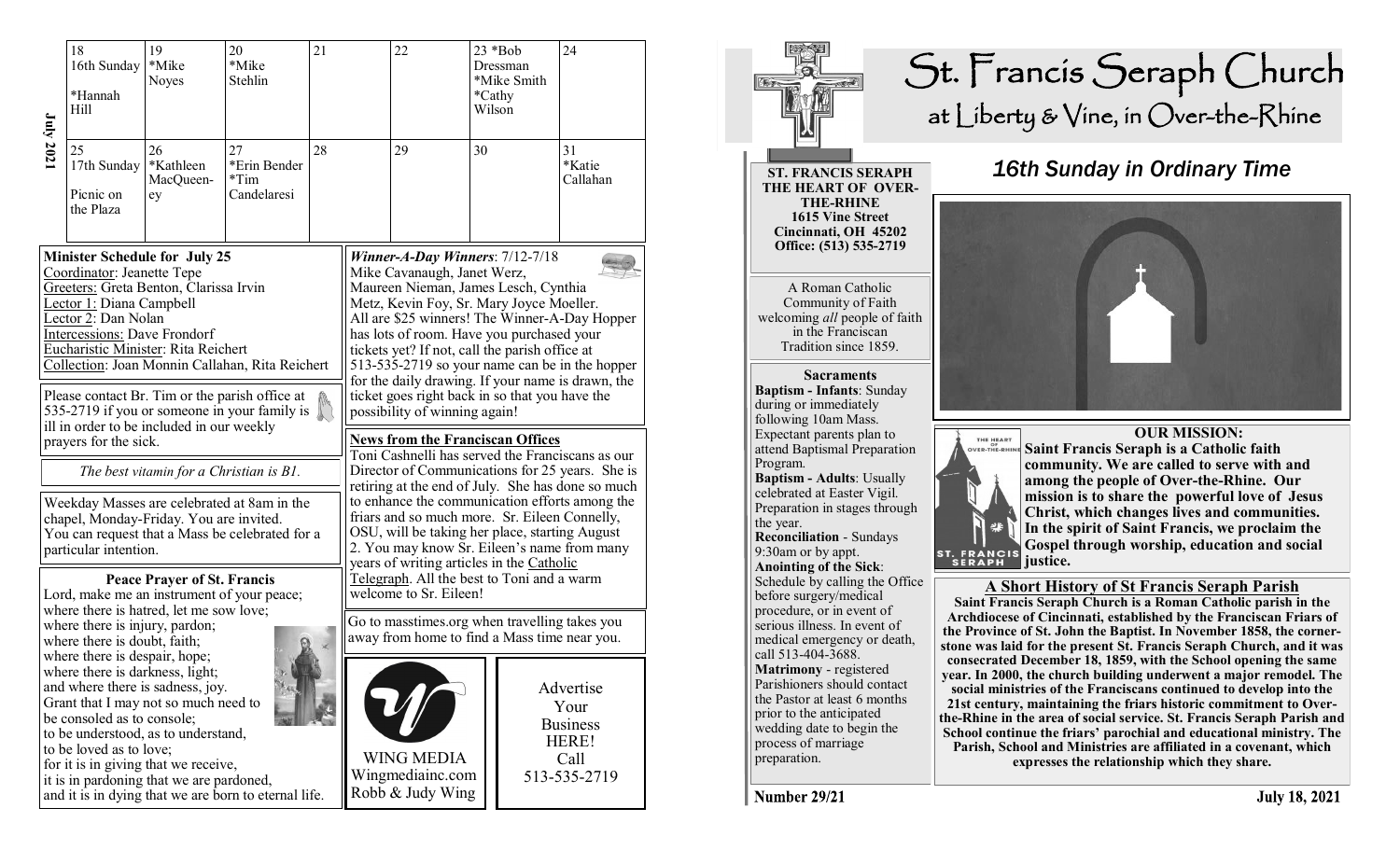**July 2021**

| 18 16th Sunday *Hannah Hill | 19 *Mike Noyes | 20 *Mike Stehlin | 21 | 22 | 23 *Bob Dressman *Mike Smith *Cathy Wilson | 24 |
|---|---|---|---|---|---|---|
| 25 17th Sunday Picnic on the Plaza | 26 *Kathleen MacQueen-ey | 27 *Erin Bender *Tim Candelaresi | 28 | 29 | 30 | 31 *Katie Callahan |

**Minister Schedule for July 25**

Coordinator: Jeanette Tepe
Greeters: Greta Benton, Clarissa Irvin
Lector 1: Diana Campbell
Lector 2: Dan Nolan
Intercessions: Dave Frondorf
Eucharistic Minister: Rita Reichert
Collection: Joan Monnin Callahan, Rita Reichert

Please contact Br. Tim or the parish office at 535-2719 if you or someone in your family is ill in order to be included in our weekly prayers for the sick.

*The best vitamin for a Christian is B1.*

Weekday Masses are celebrated at 8am in the chapel, Monday-Friday. You are invited. You can request that a Mass be celebrated for a particular intention.

**Peace Prayer of St. Francis**

Lord, make me an instrument of your peace;
where there is hatred, let me sow love;
where there is injury, pardon;
where there is doubt, faith;
where there is despair, hope;
where there is darkness, light;
and where there is sadness, joy.
Grant that I may not so much need to be consoled as to console;
to be understood, as to understand,
to be loved as to love;
for it is in giving that we receive,
it is in pardoning that we are pardoned,
and it is in dying that we are born to eternal life.

***Winner-A-Day Winners***: 7/12-7/18
Mike Cavanaugh, Janet Werz, Maureen Nieman, James Lesch, Cynthia Metz, Kevin Foy, Sr. Mary Joyce Moeller. All are $25 winners! The Winner-A-Day Hopper has lots of room. Have you purchased your tickets yet? If not, call the parish office at 513-535-2719 so your name can be in the hopper for the daily drawing. If your name is drawn, the ticket goes right back in so that you have the possibility of winning again!

**News from the Franciscan Offices**

Toni Cashnelli has served the Franciscans as our Director of Communications for 25 years. She is retiring at the end of July. She has done so much to enhance the communication efforts among the friars and so much more. Sr. Eileen Connelly, OSU, will be taking her place, starting August 2. You may know Sr. Eileen's name from many years of writing articles in the Catholic Telegraph. All the best to Toni and a warm welcome to Sr. Eileen!

Go to masstimes.org when travelling takes you away from home to find a Mass time near you.

WING MEDIA
Wingmediainc.com
Robb & Judy Wing

Advertise Your Business HERE!
Call 513-535-2719

# St. Francis Seraph Church

## at Liberty & Vine, in Over-the-Rhine

**ST. FRANCIS SERAPH THE HEART OF OVER-THE-RHINE**
**1615 Vine Street**
**Cincinnati, OH 45202**
**Office: (513) 535-2719**

A Roman Catholic Community of Faith welcoming *all* people of faith in the Franciscan Tradition since 1859.

**Sacraments**

**Baptism - Infants**: Sunday during or immediately following 10am Mass. Expectant parents plan to attend Baptismal Preparation Program.
**Baptism - Adults**: Usually celebrated at Easter Vigil. Preparation in stages through the year.
**Reconciliation** - Sundays 9:30am or by appt.
**Anointing of the Sick**: Schedule by calling the Office before surgery/medical procedure, or in event of serious illness. In event of medical emergency or death, call 513-404-3688.
**Matrimony** - registered Parishioners should contact the Pastor at least 6 months prior to the anticipated wedding date to begin the process of marriage preparation.

## *16th Sunday in Ordinary Time*

**OUR MISSION:**

**Saint Francis Seraph is a Catholic faith community. We are called to serve with and among the people of Over-the-Rhine. Our mission is to share the powerful love of Jesus Christ, which changes lives and communities. In the spirit of Saint Francis, we proclaim the Gospel through worship, education and social justice.**

**A Short History of St Francis Seraph Parish**

**Saint Francis Seraph Church is a Roman Catholic parish in the Archdiocese of Cincinnati, established by the Franciscan Friars of the Province of St. John the Baptist. In November 1858, the cornerstone was laid for the present St. Francis Seraph Church, and it was consecrated December 18, 1859, with the School opening the same year. In 2000, the church building underwent a major remodel. The social ministries of the Franciscans continued to develop into the 21st century, maintaining the friars historic commitment to Over-the-Rhine in the area of social service. St. Francis Seraph Parish and School continue the friars' parochial and educational ministry. The Parish, School and Ministries are affiliated in a covenant, which expresses the relationship which they share.**

**Number 29/21** **July 18, 2021**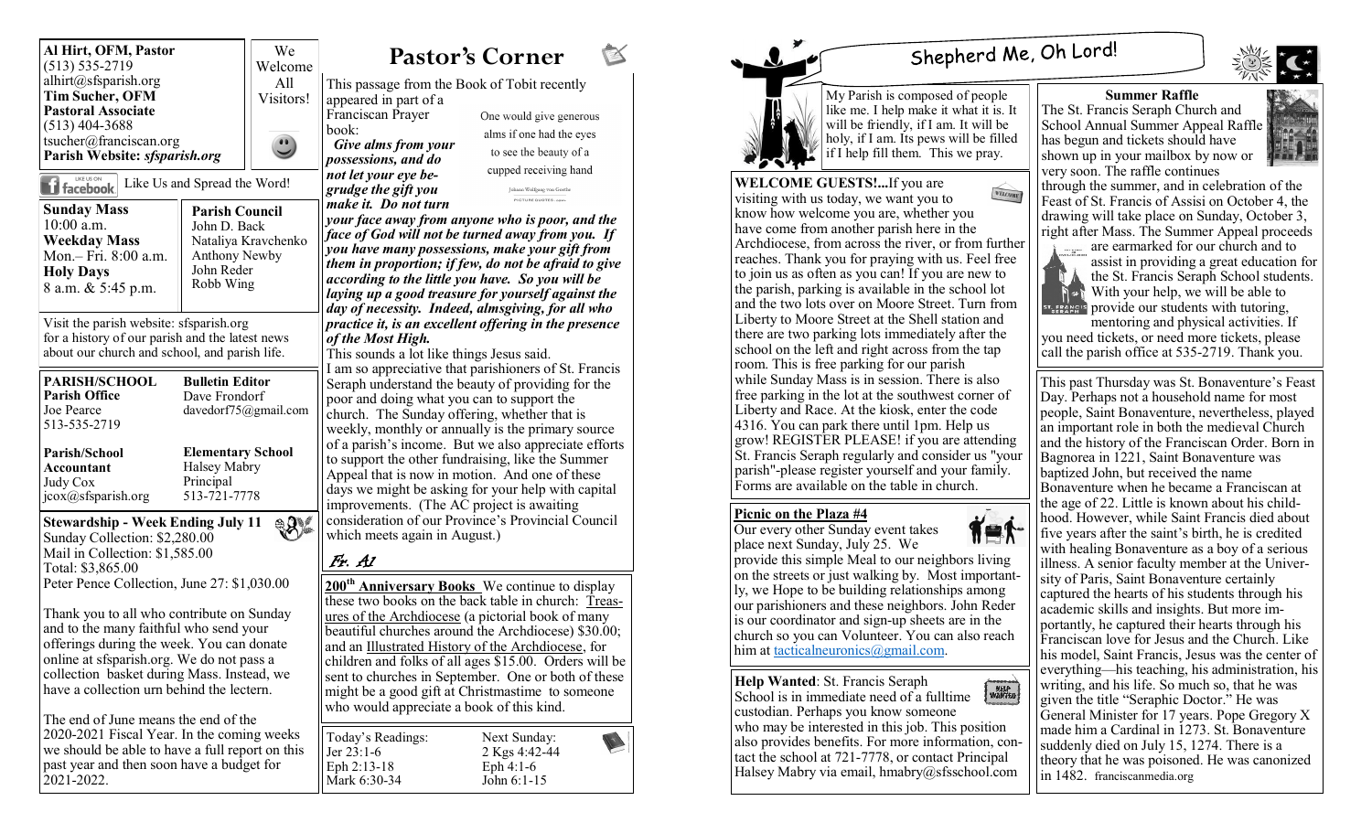Al Hirt, OFM, Pastor
(513) 535-2719
alhirt@sfsparish.org
**Tim Sucher, OFM**
**Pastoral Associate**
(513) 404-3688
tsucher@franciscan.org
**Parish Website:** ***sfsparish.org***

We Welcome All Visitors!

Like Us and Spread the Word!

**Sunday Mass**
10:00 a.m.
**Weekday Mass**
Mon.– Fri. 8:00 a.m.
**Holy Days**
8 a.m. & 5:45 p.m.

**Parish Council**
John D. Back
Nataliya Kravchenko
Anthony Newby
John Reder
Robb Wing

Visit the parish website: sfsparish.org for a history of our parish and the latest news about our church and school, and parish life.

**PARISH/SCHOOL**
**Parish Office**
Joe Pearce
513-535-2719

**Bulletin Editor**
Dave Frondorf
davedorf75@gmail.com

**Parish/School Accountant**
Judy Cox
jcox@sfsparish.org

**Elementary School**
Halsey Mabry
Principal
513-721-7778

**Stewardship - Week Ending July 11**
Sunday Collection: $2,280.00
Mail in Collection: $1,585.00
Total: $3,865.00
Peter Pence Collection, June 27: $1,030.00

Thank you to all who contribute on Sunday and to the many faithful who send your offerings during the week. You can donate online at sfsparish.org. We do not pass a collection basket during Mass. Instead, we have a collection urn behind the lectern.

The end of June means the end of the 2020-2021 Fiscal Year. In the coming weeks we should be able to have a full report on this past year and then soon have a budget for 2021-2022.

# Pastor's Corner

This passage from the Book of Tobit recently appeared in part of a Franciscan Prayer book: ***Give alms from your possessions, and do not let your eye begrudge the gift you make it. Do not turn your face away from anyone who is poor, and the face of God will not be turned away from you. If you have many possessions, make your gift from them in proportion; if few, do not be afraid to give according to the little you have. So you will be laying up a good treasure for yourself against the day of necessity. Indeed, almsgiving, for all who practice it, is an excellent offering in the presence of the Most High.***

One would give generous alms if one had the eyes to see the beauty of a cupped receiving hand
Johann Wolfgang von Goethe

This sounds a lot like things Jesus said.
I am so appreciative that parishioners of St. Francis Seraph understand the beauty of providing for the poor and doing what you can to support the church. The Sunday offering, whether that is weekly, monthly or annually is the primary source of a parish's income. But we also appreciate efforts to support the other fundraising, like the Summer Appeal that is now in motion. And one of these days we might be asking for your help with capital improvements. (The AC project is awaiting consideration of our Province's Provincial Council which meets again in August.)

*Fr. Al*

**200th Anniversary Books** We continue to display these two books on the back table in church: Treasures of the Archdiocese (a pictorial book of many beautiful churches around the Archdiocese) $30.00; and an Illustrated History of the Archdiocese, for children and folks of all ages $15.00. Orders will be sent to churches in September. One or both of these might be a good gift at Christmastime to someone who would appreciate a book of this kind.

| Today's Readings: | Next Sunday: |
|---|---|
| Jer 23:1-6 | 2 Kgs 4:42-44 |
| Eph 2:13-18 | Eph 4:1-6 |
| Mark 6:30-34 | John 6:1-15 |

# Shepherd Me, Oh Lord!

My Parish is composed of people like me. I help make it what it is. It will be friendly, if I am. It will be holy, if I am. Its pews will be filled if I help fill them. This we pray.

**WELCOME GUESTS!...**If you are visiting with us today, we want you to know how welcome you are, whether you have come from another parish here in the Archdiocese, from across the river, or from further reaches. Thank you for praying with us. Feel free to join us as often as you can! If you are new to the parish, parking is available in the school lot and the two lots over on Moore Street. Turn from Liberty to Moore Street at the Shell station and there are two parking lots immediately after the school on the left and right across from the tap room. This is free parking for our parish while Sunday Mass is in session. There is also free parking in the lot at the southwest corner of Liberty and Race. At the kiosk, enter the code 4316. You can park there until 1pm. Help us grow! REGISTER PLEASE! if you are attending St. Francis Seraph regularly and consider us "your parish"-please register yourself and your family. Forms are available on the table in church.

**Picnic on the Plaza #4**
Our every other Sunday event takes place next Sunday, July 25. We provide this simple Meal to our neighbors living on the streets or just walking by. Most importantly, we Hope to be building relationships among our parishioners and these neighbors. John Reder is our coordinator and sign-up sheets are in the church so you can Volunteer. You can also reach him at tacticalneuronics@gmail.com.

**Help Wanted**: St. Francis Seraph School is in immediate need of a fulltime custodian. Perhaps you know someone who may be interested in this job. This position also provides benefits. For more information, contact the school at 721-7778, or contact Principal Halsey Mabry via email, hmabry@sfsschool.com

**Summer Raffle**
The St. Francis Seraph Church and School Annual Summer Appeal Raffle has begun and tickets should have shown up in your mailbox by now or very soon. The raffle continues through the summer, and in celebration of the Feast of St. Francis of Assisi on October 4, the drawing will take place on Sunday, October 3, right after Mass. The Summer Appeal proceeds are earmarked for our church and to assist in providing a great education for the St. Francis Seraph School students. With your help, we will be able to provide our students with tutoring, mentoring and physical activities. If you need tickets, or need more tickets, please call the parish office at 535-2719. Thank you.

This past Thursday was St. Bonaventure's Feast Day. Perhaps not a household name for most people, Saint Bonaventure, nevertheless, played an important role in both the medieval Church and the history of the Franciscan Order. Born in Bagnorea in 1221, Saint Bonaventure was baptized John, but received the name Bonaventure when he became a Franciscan at the age of 22. Little is known about his childhood. However, while Saint Francis died about five years after the saint's birth, he is credited with healing Bonaventure as a boy of a serious illness. A senior faculty member at the University of Paris, Saint Bonaventure certainly captured the hearts of his students through his academic skills and insights. But more importantly, he captured their hearts through his Franciscan love for Jesus and the Church. Like his model, Saint Francis, Jesus was the center of everything—his teaching, his administration, his writing, and his life. So much so, that he was given the title "Seraphic Doctor." He was General Minister for 17 years. Pope Gregory X made him a Cardinal in 1273. St. Bonaventure suddenly died on July 15, 1274. There is a theory that he was poisoned. He was canonized in 1482. franciscanmedia.org